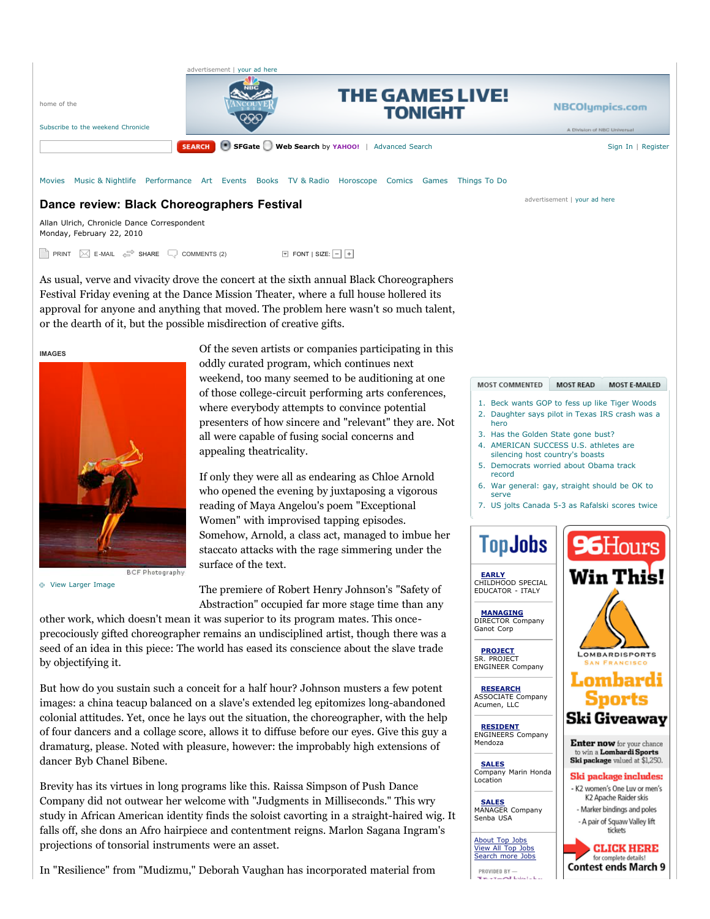# Dance review: Black Choreographers Festival

Allan Ulrich, Chronicle Dance Correspondent
Monday, February 22, 2010

As usual, verve and vivacity drove the concert at the sixth annual Black Choreographers Festival Friday evening at the Dance Mission Theater, where a full house hollered its approval for anyone and anything that moved. The problem here wasn't so much talent, or the dearth of it, but the possible misdirection of creative gifts.

BCF Photography

Of the seven artists or companies participating in this oddly curated program, which continues next weekend, too many seemed to be auditioning at one of those college-circuit performing arts conferences, where everybody attempts to convince potential presenters of how sincere and "relevant" they are. Not all were capable of fusing social concerns and appealing theatricality.

If only they were all as endearing as Chloe Arnold who opened the evening by juxtaposing a vigorous reading of Maya Angelou's poem "Exceptional Women" with improvised tapping episodes. Somehow, Arnold, a class act, managed to imbue her staccato attacks with the rage simmering under the surface of the text.

The premiere of Robert Henry Johnson's "Safety of Abstraction" occupied far more stage time than any other work, which doesn't mean it was superior to its program mates. This once-precociously gifted choreographer remains an undisciplined artist, though there was a seed of an idea in this piece: The world has eased its conscience about the slave trade by objectifying it.

But how do you sustain such a conceit for a half hour? Johnson musters a few potent images: a china teacup balanced on a slave's extended leg epitomizes long-abandoned colonial attitudes. Yet, once he lays out the situation, the choreographer, with the help of four dancers and a collage score, allows it to diffuse before our eyes. Give this guy a dramaturg, please. Noted with pleasure, however: the improbably high extensions of dancer Byb Chanel Bibene.

Brevity has its virtues in long programs like this. Raissa Simpson of Push Dance Company did not outwear her welcome with "Judgments in Milliseconds." This wry study in African American identity finds the soloist cavorting in a straight-haired wig. It falls off, she dons an Afro hairpiece and contentment reigns. Marlon Sagana Ingram's projections of tonsorial instruments were an asset.

In "Resilience" from "Mudizmu," Deborah Vaughan has incorporated material from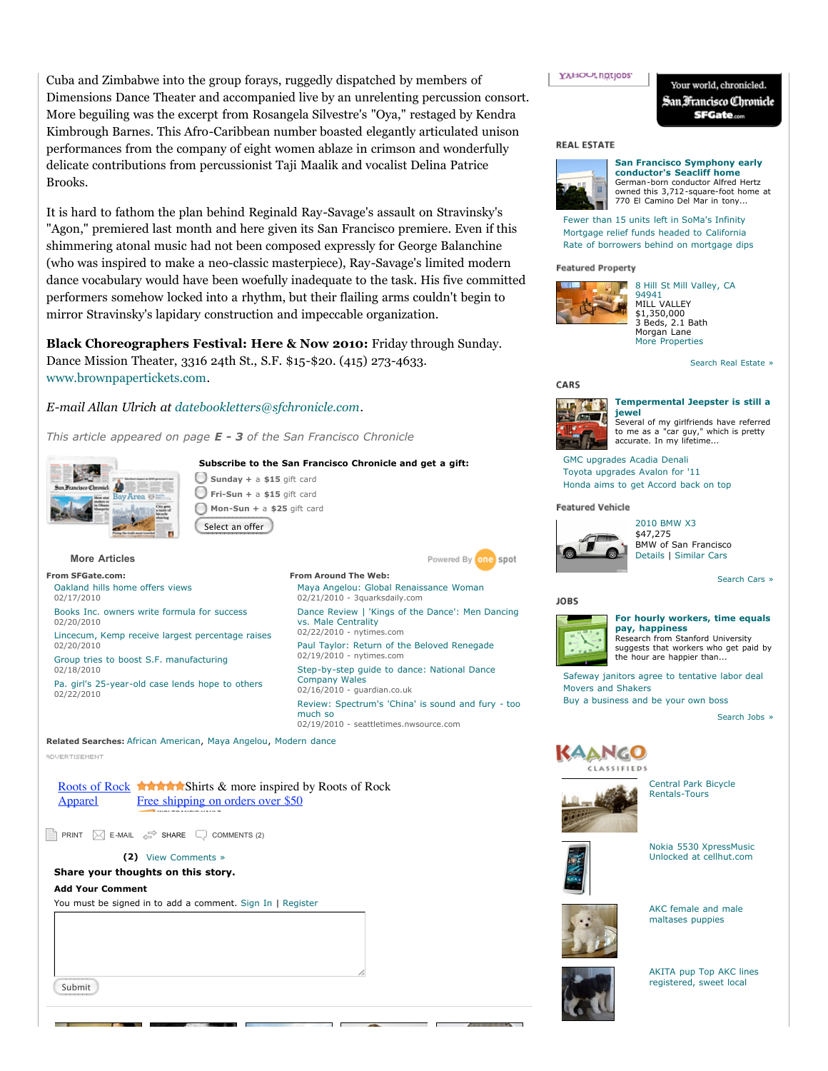Cuba and Zimbabwe into the group forays, ruggedly dispatched by members of Dimensions Dance Theater and accompanied live by an unrelenting percussion consort. More beguiling was the excerpt from Rosangela Silvestre's "Oya," restaged by Kendra Kimbrough Barnes. This Afro-Caribbean number boasted elegantly articulated unison performances from the company of eight women ablaze in crimson and wonderfully delicate contributions from percussionist Taji Maalik and vocalist Delina Patrice Brooks.

It is hard to fathom the plan behind Reginald Ray-Savage's assault on Stravinsky's "Agon," premiered last month and here given its San Francisco premiere. Even if this shimmering atonal music had not been composed expressly for George Balanchine (who was inspired to make a neo-classic masterpiece), Ray-Savage's limited modern dance vocabulary would have been woefully inadequate to the task. His five committed performers somehow locked into a rhythm, but their flailing arms couldn't begin to mirror Stravinsky's lapidary construction and impeccable organization.

**Black Choreographers Festival: Here & Now 2010:** Friday through Sunday. Dance Mission Theater, 3316 24th St., S.F. $15-$20. (415) 273-4633. www.brownpapertickets.com.

*E-mail Allan Ulrich at datebookletters@sfchronicle.com.*

*This article appeared on page **E - 3** of the San Francisco Chronicle*

**Subscribe to the San Francisco Chronicle and get a gift:**

- **Sunday** + a **$15** gift card
- **Fri-Sun** + a **$15** gift card
- **Mon-Sun** + a **$25** gift card

Select an offer

### More Articles

Powered By one spot

**From SFGate.com:**

- Oakland hills home offers views 02/17/2010
- Books Inc. owners write formula for success 02/20/2010
- Lincecum, Kemp receive largest percentage raises 02/20/2010
- Group tries to boost S.F. manufacturing 02/18/2010
- Pa. girl's 25-year-old case lends hope to others 02/22/2010

**From Around The Web:**

- Maya Angelou: Global Renaissance Woman 02/21/2010 - 3quarksdaily.com
- Dance Review | 'Kings of the Dance': Men Dancing vs. Male Centrality 02/22/2010 - nytimes.com
- Paul Taylor: Return of the Beloved Renegade 02/19/2010 - nytimes.com
- Step-by-step guide to dance: National Dance Company Wales 02/16/2010 - guardian.co.uk
- Review: Spectrum's 'China' is sound and fury - too much so 02/19/2010 - seattletimes.nwsource.com

**Related Searches:** African American, Maya Angelou, Modern dance

ADVERTISEMENT

Roots of Rock Apparel — Shirts & more inspired by Roots of Rock — Free shipping on orders over $50

PRINT | E-MAIL | SHARE | COMMENTS (2)

**(2)** View Comments »

**Share your thoughts on this story.**

**Add Your Comment**

You must be signed in to add a comment. Sign In | Register

Submit

Your world, chronicled. San Francisco Chronicle SFGate.com

## REAL ESTATE

**San Francisco Symphony early conductor's Seacliff home**
German-born conductor Alfred Hertz owned this 3,712-square-foot home at 770 El Camino Del Mar in tony...

- Fewer than 15 units left in SoMa's Infinity
- Mortgage relief funds headed to California
- Rate of borrowers behind on mortgage dips

**Featured Property**

8 Hill St Mill Valley, CA 94941
MILL VALLEY
$1,350,000
3 Beds, 2.1 Bath
Morgan Lane
More Properties

Search Real Estate »

## CARS

**Tempermental Jeepster is still a jewel**
Several of my girlfriends have referred to me as a "car guy," which is pretty accurate. In my lifetime...

- GMC upgrades Acadia Denali
- Toyota upgrades Avalon for '11
- Honda aims to get Accord back on top

**Featured Vehicle**

2010 BMW X3
$47,275
BMW of San Francisco
Details | Similar Cars

Search Cars »

## JOBS

**For hourly workers, time equals pay, happiness**
Research from Stanford University suggests that workers who get paid by the hour are happier than...

- Safeway janitors agree to tentative labor deal
- Movers and Shakers
- Buy a business and be your own boss

Search Jobs »

KAANGO CLASSIFIEDS

- Central Park Bicycle Rentals-Tours
- Nokia 5530 XpressMusic Unlocked at cellhut.com
- AKC female and male maltases puppies
- AKITA pup Top AKC lines registered, sweet local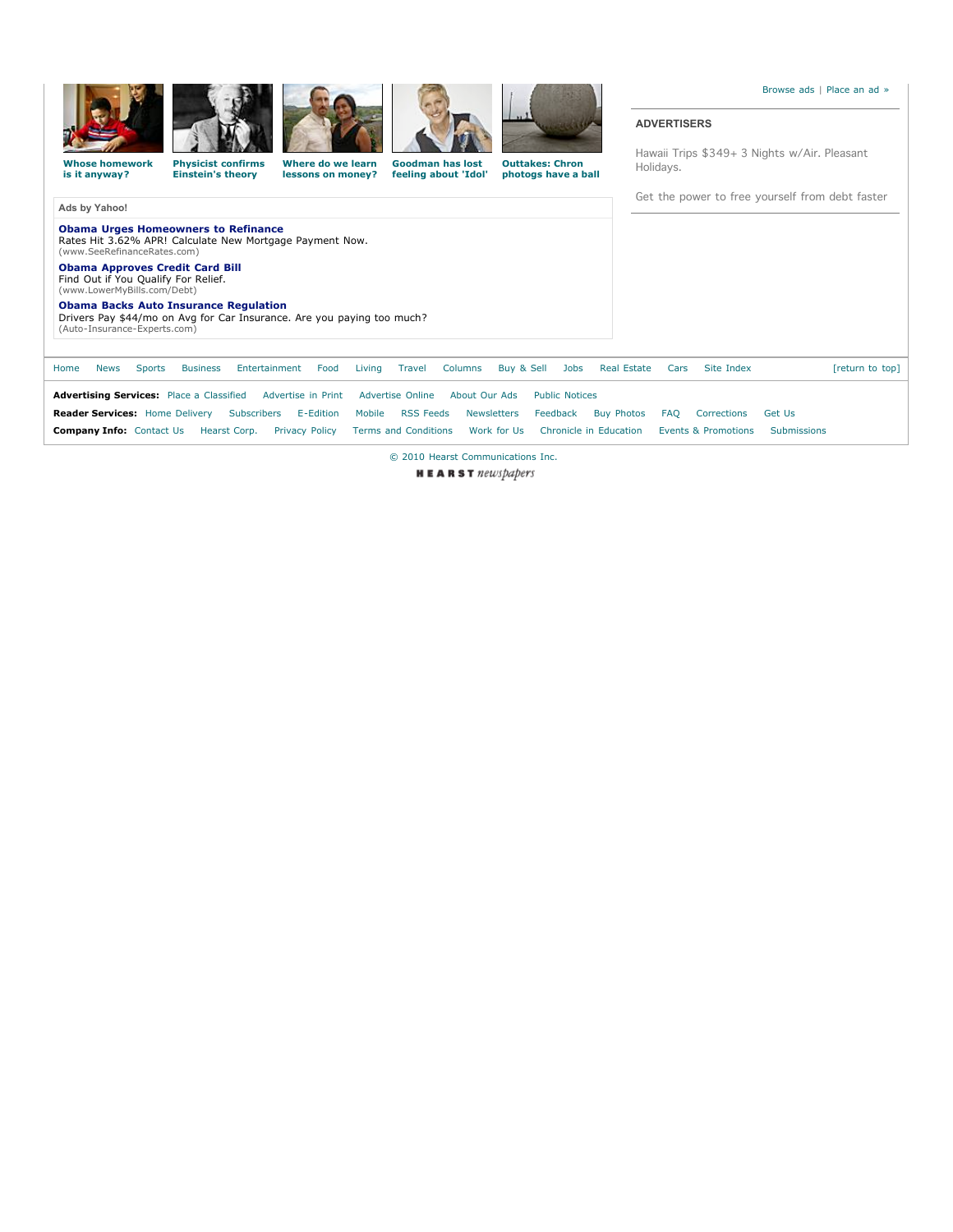**Whose homework is it anyway?**

**Physicist confirms Einstein's theory**

**Where do we learn lessons on money?**

**Goodman has lost feeling about 'Idol'**

**Outtakes: Chron photogs have a ball**

Browse ads | Place an ad »

### ADVERTISERS

Hawaii Trips $349+ 3 Nights w/Air. Pleasant Holidays.

Get the power to free yourself from debt faster

Ads by Yahoo!

**Obama Urges Homeowners to Refinance**
Rates Hit 3.62% APR! Calculate New Mortgage Payment Now.
(www.SeeRefinanceRates.com)

**Obama Approves Credit Card Bill**
Find Out if You Qualify For Relief.
(www.LowerMyBills.com/Debt)

**Obama Backs Auto Insurance Regulation**
Drivers Pay $44/mo on Avg for Car Insurance. Are you paying too much?
(Auto-Insurance-Experts.com)

Home News Sports Business Entertainment Food Living Travel Columns Buy & Sell Jobs Real Estate Cars Site Index [return to top]

**Advertising Services:** Place a Classified Advertise in Print Advertise Online About Our Ads Public Notices

**Reader Services:** Home Delivery Subscribers E-Edition Mobile RSS Feeds Newsletters Feedback Buy Photos FAQ Corrections Get Us

**Company Info:** Contact Us Hearst Corp. Privacy Policy Terms and Conditions Work for Us Chronicle in Education Events & Promotions Submissions

© 2010 Hearst Communications Inc.

HEARST *newspapers*